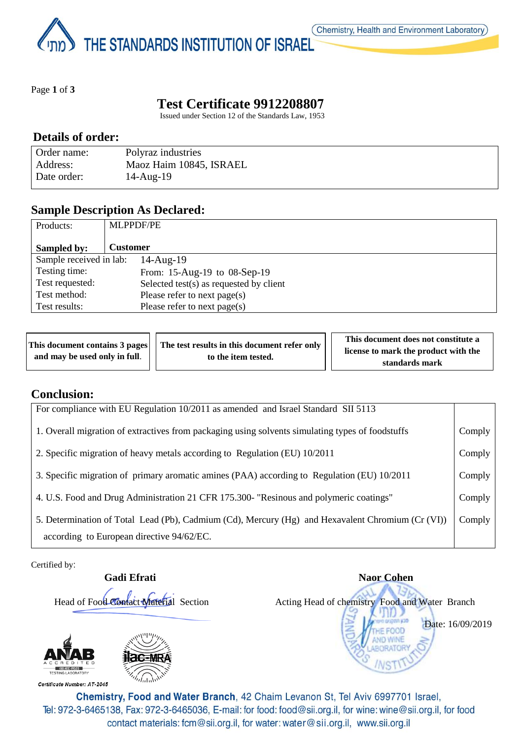# THE STANDARDS INSTITUTION OF ISRAEL

Chemistry, Health and Environment Laboratory

## Test Certificate 9912208807

Issued under Section 12 of the Standards Law, 1953

### Details of order:

| | |
|---|---|
| Order name: | Polyraz industries |
| Address: | Maoz Haim 10845, ISRAEL |
| Date order: | 14-Aug-19 |

### Sample Description As Declared:

| | |
|---|---|
| Products: | MLPPDF/PE |
| **Sampled by:** | **Customer** |
| Sample received in lab: | 14-Aug-19 |
| Testing time: | From: 15-Aug-19 to 08-Sep-19 |
| Test requested: | Selected test(s) as requested by client |
| Test method: | Please refer to next page(s) |
| Test results: | Please refer to next page(s) |

| | | |
|---|---|---|
| **This document contains 3 pages and may be used only in full.** | **The test results in this document refer only to the item tested.** | **This document does not constitute a license to mark the product with the standards mark** |

### Conclusion:

| For compliance with EU Regulation 10/2011 as amended and Israel Standard SII 5113 | |
|---|---|
| 1. Overall migration of extractives from packaging using solvents simulating types of foodstuffs | Comply |
| 2. Specific migration of heavy metals according to Regulation (EU) 10/2011 | Comply |
| 3. Specific migration of primary aromatic amines (PAA) according to Regulation (EU) 10/2011 | Comply |
| 4. U.S. Food and Drug Administration 21 CFR 175.300- "Resinous and polymeric coatings" | Comply |
| 5. Determination of Total Lead (Pb), Cadmium (Cd), Mercury (Hg) and Hexavalent Chromium (Cr (VI)) according to European directive 94/62/EC. | Comply |

Certified by:

**Gadi Efrati**
Head of Food Contact Material Section

**Naor Cohen**
Acting Head of chemistry Food and Water Branch

Date: 16/09/2019

ANAB ACCREDITED ISO/IEC 17025 TESTING LABORATORY
Certificate Number: AT-2045

ilac-MRA

**Chemistry, Food and Water Branch**, 42 Chaim Levanon St, Tel Aviv 6997701 Israel,
Tel: 972-3-6465138, Fax: 972-3-6465036, E-mail: for food: food@sii.org.il, for wine: wine@sii.org.il, for food contact materials: fcm@sii.org.il, for water: water@sii.org.il, www.sii.org.il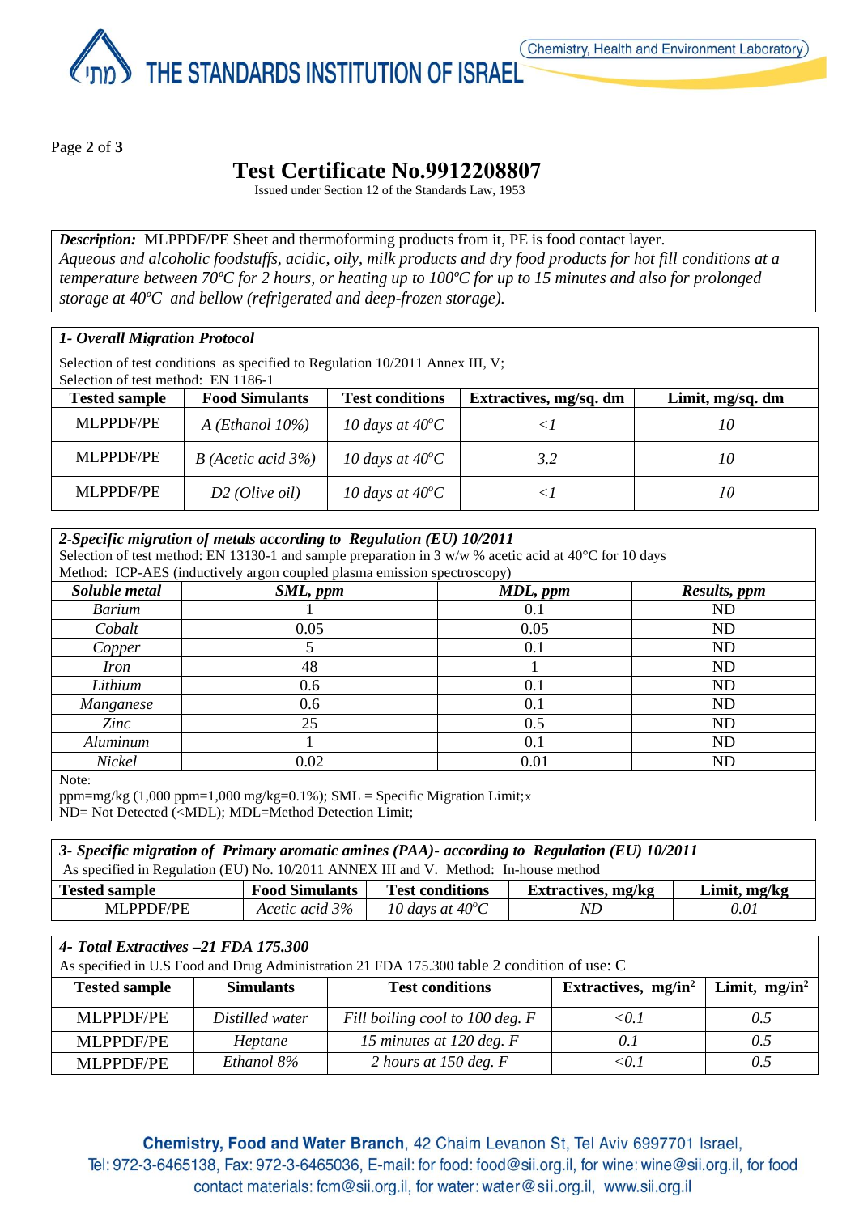# Test Certificate No.9912208807

Issued under Section 12 of the Standards Law, 1953

***Description:*** MLPPDF/PE Sheet and thermoforming products from it, PE is food contact layer.
*Aqueous and alcoholic foodstuffs, acidic, oily, milk products and dry food products for hot fill conditions at a temperature between 70ºC for 2 hours, or heating up to 100ºC for up to 15 minutes and also for prolonged storage at 40ºC and bellow (refrigerated and deep-frozen storage).*

### *1- Overall Migration Protocol*

Selection of test conditions as specified to Regulation 10/2011 Annex III, V;
Selection of test method: EN 1186-1

| Tested sample | Food Simulants | Test conditions | Extractives, mg/sq. dm | Limit, mg/sq. dm |
|---|---|---|---|---|
| MLPPDF/PE | *A (Ethanol 10%)* | *10 days at 40°C* | *<1* | *10* |
| MLPPDF/PE | *B (Acetic acid 3%)* | *10 days at 40°C* | *3.2* | *10* |
| MLPPDF/PE | *D2 (Olive oil)* | *10 days at 40°C* | *<1* | *10* |

### *2-Specific migration of metals according to Regulation (EU) 10/2011*

Selection of test method: EN 13130-1 and sample preparation in 3 w/w % acetic acid at 40°C for 10 days
Method: ICP-AES (inductively argon coupled plasma emission spectroscopy)

| *Soluble metal* | *SML, ppm* | *MDL, ppm* | *Results, ppm* |
|---|---|---|---|
| *Barium* | 1 | 0.1 | ND |
| *Cobalt* | 0.05 | 0.05 | ND |
| *Copper* | 5 | 0.1 | ND |
| *Iron* | 48 | 1 | ND |
| *Lithium* | 0.6 | 0.1 | ND |
| *Manganese* | 0.6 | 0.1 | ND |
| *Zinc* | 25 | 0.5 | ND |
| *Aluminum* | 1 | 0.1 | ND |
| *Nickel* | 0.02 | 0.01 | ND |

Note:
ppm=mg/kg (1,000 ppm=1,000 mg/kg=0.1%); SML = Specific Migration Limit;x
ND= Not Detected (<MDL); MDL=Method Detection Limit;

### *3- Specific migration of Primary aromatic amines (PAA)- according to Regulation (EU) 10/2011*

As specified in Regulation (EU) No. 10/2011 ANNEX III and V. Method: In-house method

| Tested sample | Food Simulants | Test conditions | Extractives, mg/kg | Limit, mg/kg |
|---|---|---|---|---|
| MLPPDF/PE | *Acetic acid 3%* | *10 days at 40°C* | *ND* | *0.01* |

### *4- Total Extractives –21 FDA 175.300*

As specified in U.S Food and Drug Administration 21 FDA 175.300 table 2 condition of use: C

| Tested sample | Simulants | Test conditions | Extractives, mg/in$^2$ | Limit, mg/in$^2$ |
|---|---|---|---|---|
| MLPPDF/PE | *Distilled water* | *Fill boiling cool to 100 deg. F* | *<0.1* | *0.5* |
| MLPPDF/PE | *Heptane* | *15 minutes at 120 deg. F* | *0.1* | *0.5* |
| MLPPDF/PE | *Ethanol 8%* | *2 hours at 150 deg. F* | *<0.1* | *0.5* |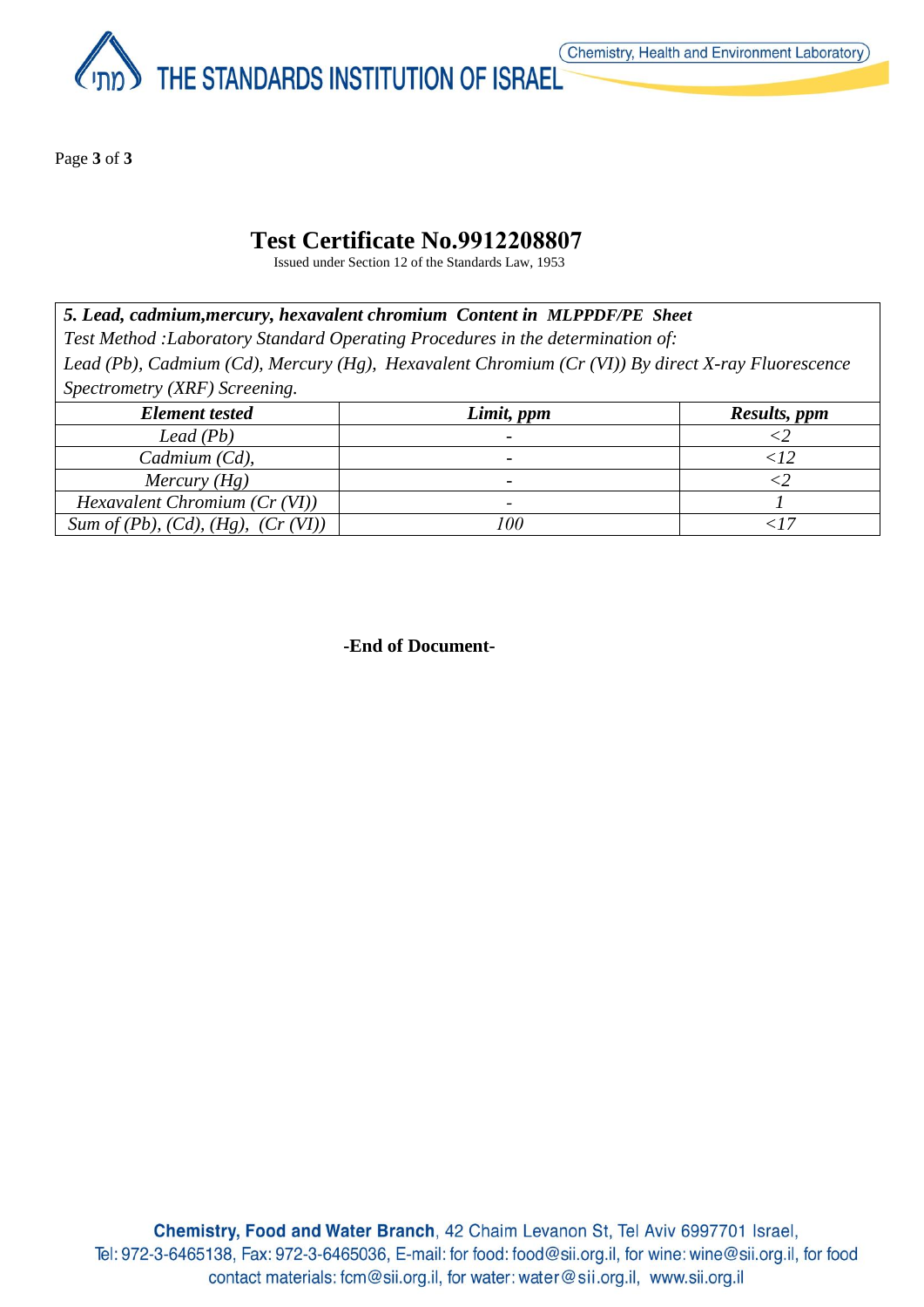# Test Certificate No.9912208807

Issued under Section 12 of the Standards Law, 1953

| ***5. Lead, cadmium,mercury, hexavalent chromium Content in MLPPDF/PE Sheet***<br>*Test Method :Laboratory Standard Operating Procedures in the determination of:*<br>*Lead (Pb), Cadmium (Cd), Mercury (Hg), Hexavalent Chromium (Cr (VI)) By direct X-ray Fluorescence Spectrometry (XRF) Screening.* | | |
|---|---|---|
| ***Element tested*** | ***Limit, ppm*** | ***Results, ppm*** |
| *Lead (Pb)* | - | *<2* |
| *Cadmium (Cd),* | - | *<12* |
| *Mercury (Hg)* | - | *<2* |
| *Hexavalent Chromium (Cr (VI))* | - | *1* |
| *Sum of (Pb), (Cd), (Hg), (Cr (VI))* | *100* | *<17* |

**-End of Document-**